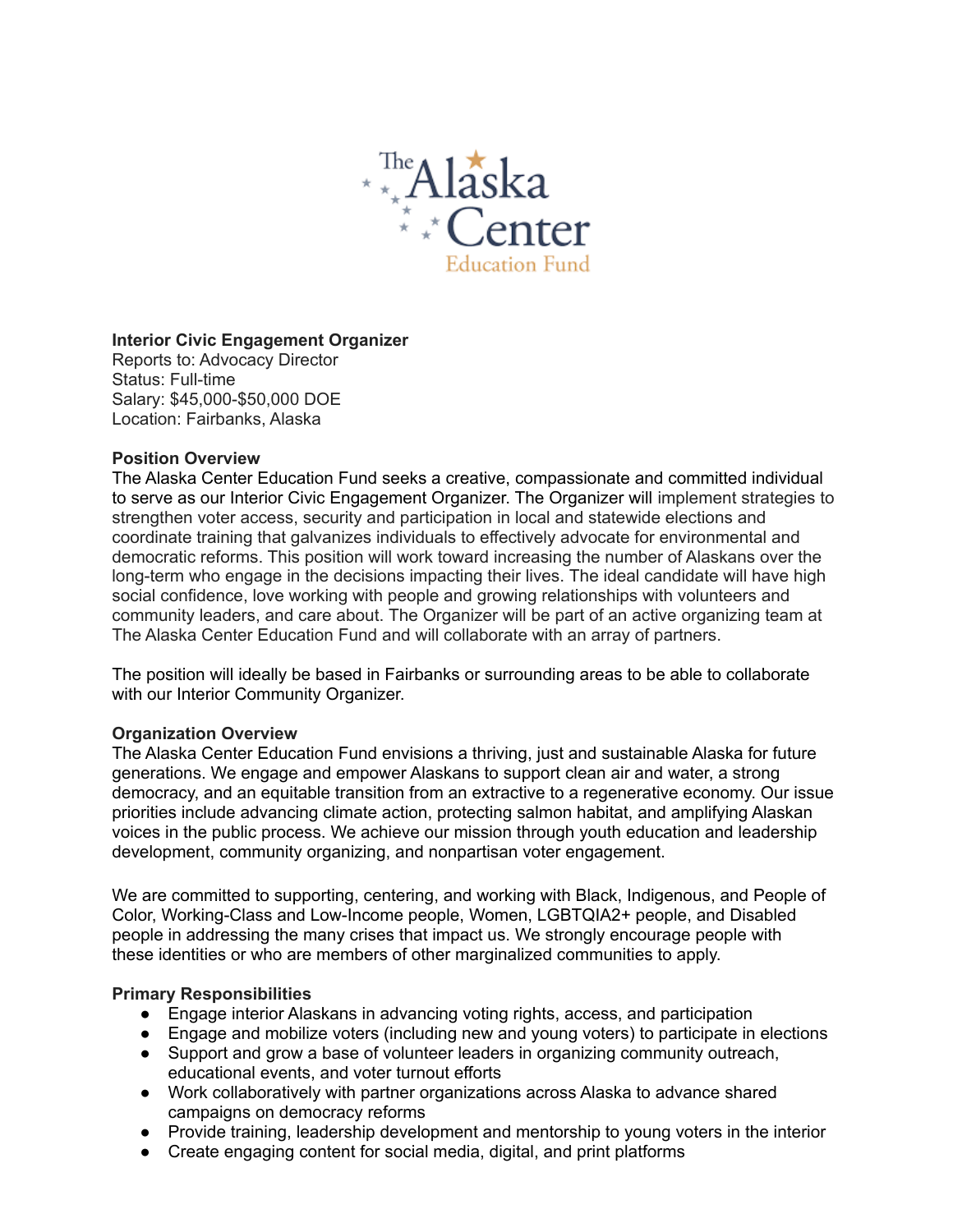**Interior Civic Engagement Organizer**
Reports to: Advocacy Director
Status: Full-time
Salary: $45,000-$50,000 DOE
Location: Fairbanks, Alaska

**Position Overview**
The Alaska Center Education Fund seeks a creative, compassionate and committed individual to serve as our Interior Civic Engagement Organizer. The Organizer will implement strategies to strengthen voter access, security and participation in local and statewide elections and coordinate training that galvanizes individuals to effectively advocate for environmental and democratic reforms. This position will work toward increasing the number of Alaskans over the long-term who engage in the decisions impacting their lives. The ideal candidate will have high social confidence, love working with people and growing relationships with volunteers and community leaders, and care about. The Organizer will be part of an active organizing team at The Alaska Center Education Fund and will collaborate with an array of partners.

The position will ideally be based in Fairbanks or surrounding areas to be able to collaborate with our Interior Community Organizer.

**Organization Overview**
The Alaska Center Education Fund envisions a thriving, just and sustainable Alaska for future generations. We engage and empower Alaskans to support clean air and water, a strong democracy, and an equitable transition from an extractive to a regenerative economy. Our issue priorities include advancing climate action, protecting salmon habitat, and amplifying Alaskan voices in the public process. We achieve our mission through youth education and leadership development, community organizing, and nonpartisan voter engagement.

We are committed to supporting, centering, and working with Black, Indigenous, and People of Color, Working-Class and Low-Income people, Women, LGBTQIA2+ people, and Disabled people in addressing the many crises that impact us. We strongly encourage people with these identities or who are members of other marginalized communities to apply.

**Primary Responsibilities**

- Engage interior Alaskans in advancing voting rights, access, and participation
- Engage and mobilize voters (including new and young voters) to participate in elections
- Support and grow a base of volunteer leaders in organizing community outreach, educational events, and voter turnout efforts
- Work collaboratively with partner organizations across Alaska to advance shared campaigns on democracy reforms
- Provide training, leadership development and mentorship to young voters in the interior
- Create engaging content for social media, digital, and print platforms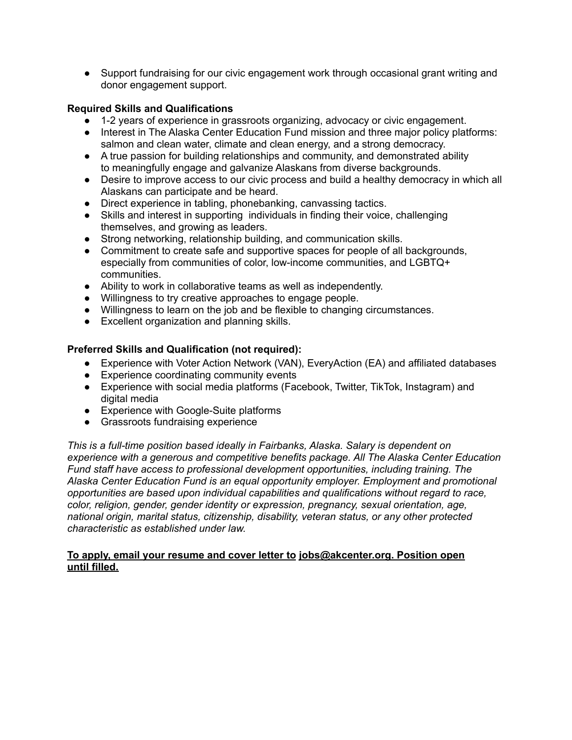- Support fundraising for our civic engagement work through occasional grant writing and donor engagement support.

**Required Skills and Qualifications**

- 1-2 years of experience in grassroots organizing, advocacy or civic engagement.
- Interest in The Alaska Center Education Fund mission and three major policy platforms: salmon and clean water, climate and clean energy, and a strong democracy.
- A true passion for building relationships and community, and demonstrated ability to meaningfully engage and galvanize Alaskans from diverse backgrounds.
- Desire to improve access to our civic process and build a healthy democracy in which all Alaskans can participate and be heard.
- Direct experience in tabling, phonebanking, canvassing tactics.
- Skills and interest in supporting individuals in finding their voice, challenging themselves, and growing as leaders.
- Strong networking, relationship building, and communication skills.
- Commitment to create safe and supportive spaces for people of all backgrounds, especially from communities of color, low-income communities, and LGBTQ+ communities.
- Ability to work in collaborative teams as well as independently.
- Willingness to try creative approaches to engage people.
- Willingness to learn on the job and be flexible to changing circumstances.
- Excellent organization and planning skills.

**Preferred Skills and Qualification (not required):**

- Experience with Voter Action Network (VAN), EveryAction (EA) and affiliated databases
- Experience coordinating community events
- Experience with social media platforms (Facebook, Twitter, TikTok, Instagram) and digital media
- Experience with Google-Suite platforms
- Grassroots fundraising experience

*This is a full-time position based ideally in Fairbanks, Alaska. Salary is dependent on experience with a generous and competitive benefits package. All The Alaska Center Education Fund staff have access to professional development opportunities, including training. The Alaska Center Education Fund is an equal opportunity employer. Employment and promotional opportunities are based upon individual capabilities and qualifications without regard to race, color, religion, gender, gender identity or expression, pregnancy, sexual orientation, age, national origin, marital status, citizenship, disability, veteran status, or any other protected characteristic as established under law.*

**To apply, email your resume and cover letter to jobs@akcenter.org. Position open until filled.**